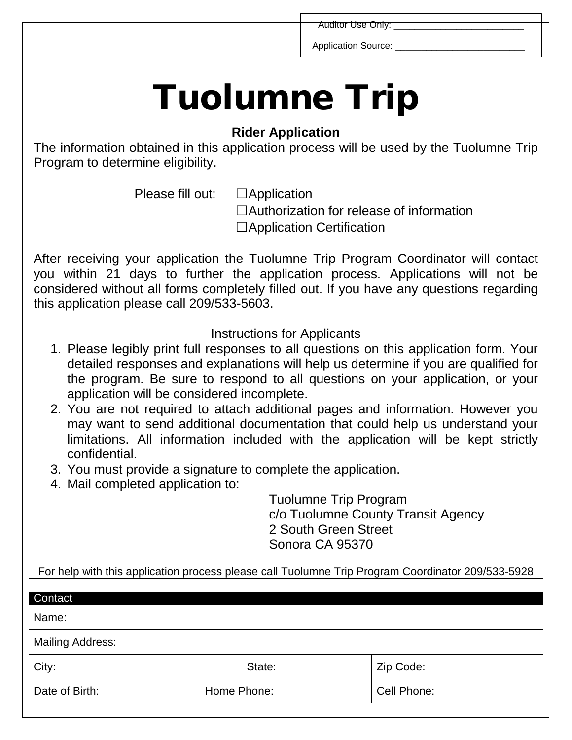Auditor Use Only: \_\_\_\_\_\_\_\_\_\_\_\_\_\_\_\_\_\_\_\_\_\_\_\_\_

Application Source: \_\_\_\_\_\_\_\_\_\_\_\_\_\_\_\_\_\_\_\_\_\_\_\_\_

# Tuolumne Trip

**Rider Application**

The information obtained in this application process will be used by the Tuolumne Trip Program to determine eligibility.

Please fill out:
- ☐ Application
- ☐ Authorization for release of information
- ☐ Application Certification

After receiving your application the Tuolumne Trip Program Coordinator will contact you within 21 days to further the application process. Applications will not be considered without all forms completely filled out. If you have any questions regarding this application please call 209/533-5603.

Instructions for Applicants

1. Please legibly print full responses to all questions on this application form. Your detailed responses and explanations will help us determine if you are qualified for the program. Be sure to respond to all questions on your application, or your application will be considered incomplete.
2. You are not required to attach additional pages and information. However you may want to send additional documentation that could help us understand your limitations. All information included with the application will be kept strictly confidential.
3. You must provide a signature to complete the application.
4. Mail completed application to:

   Tuolumne Trip Program
   c/o Tuolumne County Transit Agency
   2 South Green Street
   Sonora CA 95370

For help with this application process please call Tuolumne Trip Program Coordinator 209/533-5928

| Contact | | |
|---|---|---|
| Name: | | |
| Mailing Address: | | |
| City: | State: | Zip Code: |
| Date of Birth: | Home Phone: | Cell Phone: |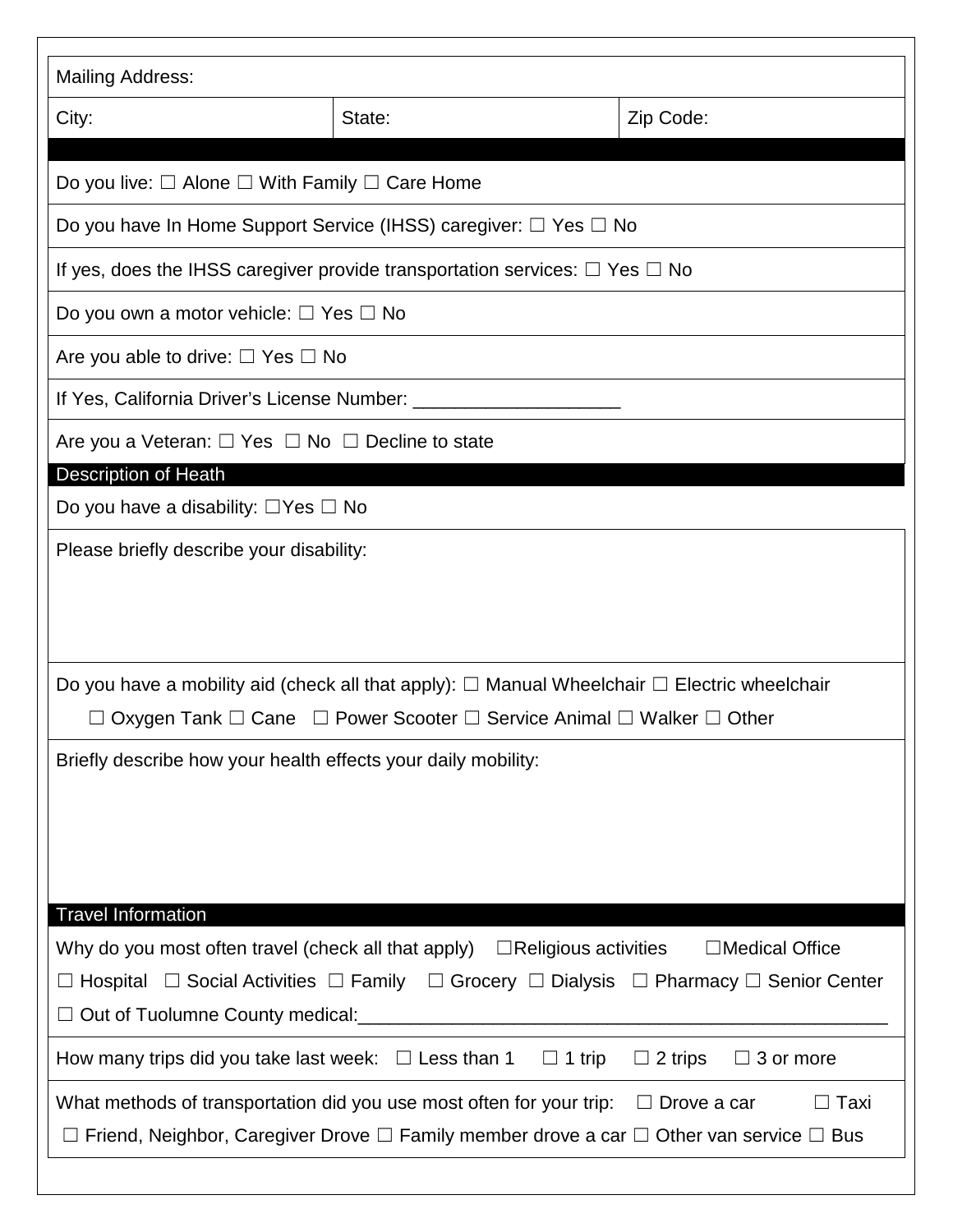| Mailing Address: | | |
|---|---|---|
| City: | State: | Zip Code: |

Do you live: ☐ Alone ☐ With Family ☐ Care Home

Do you have In Home Support Service (IHSS) caregiver: ☐ Yes ☐ No

If yes, does the IHSS caregiver provide transportation services: ☐ Yes ☐ No

Do you own a motor vehicle: ☐ Yes ☐ No

Are you able to drive: ☐ Yes ☐ No

If Yes, California Driver's License Number: ____________________

Are you a Veteran: ☐ Yes ☐ No ☐ Decline to state

## Description of Heath

Do you have a disability: ☐Yes ☐ No

Please briefly describe your disability:

Do you have a mobility aid (check all that apply): ☐ Manual Wheelchair ☐ Electric wheelchair ☐ Oxygen Tank ☐ Cane ☐ Power Scooter ☐ Service Animal ☐ Walker ☐ Other

Briefly describe how your health effects your daily mobility:

## Travel Information

Why do you most often travel (check all that apply) ☐Religious activities ☐Medical Office ☐ Hospital ☐ Social Activities ☐ Family ☐ Grocery ☐ Dialysis ☐ Pharmacy ☐ Senior Center ☐ Out of Tuolumne County medical:____________________________________________________

How many trips did you take last week: ☐ Less than 1 ☐ 1 trip ☐ 2 trips ☐ 3 or more

What methods of transportation did you use most often for your trip: ☐ Drove a car ☐ Taxi ☐ Friend, Neighbor, Caregiver Drove ☐ Family member drove a car ☐ Other van service ☐ Bus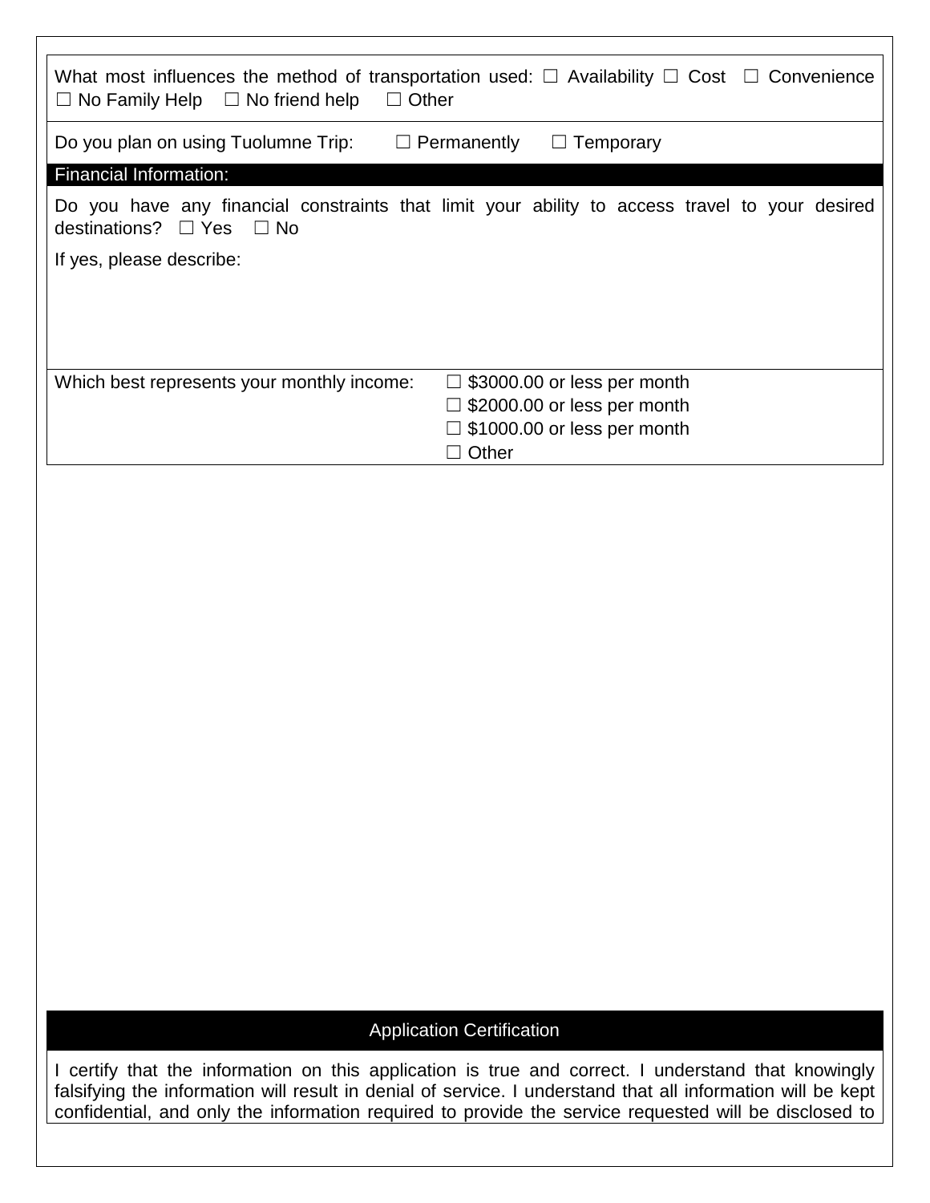What most influences the method of transportation used: ☐ Availability ☐ Cost ☐ Convenience ☐ No Family Help ☐ No friend help ☐ Other

Do you plan on using Tuolumne Trip: ☐ Permanently ☐ Temporary

## Financial Information:

Do you have any financial constraints that limit your ability to access travel to your desired destinations? ☐ Yes ☐ No

If yes, please describe:

Which best represents your monthly income:

☐ $3000.00 or less per month
☐ $2000.00 or less per month
☐ $1000.00 or less per month
☐ Other

## Application Certification

I certify that the information on this application is true and correct. I understand that knowingly falsifying the information will result in denial of service. I understand that all information will be kept confidential, and only the information required to provide the service requested will be disclosed to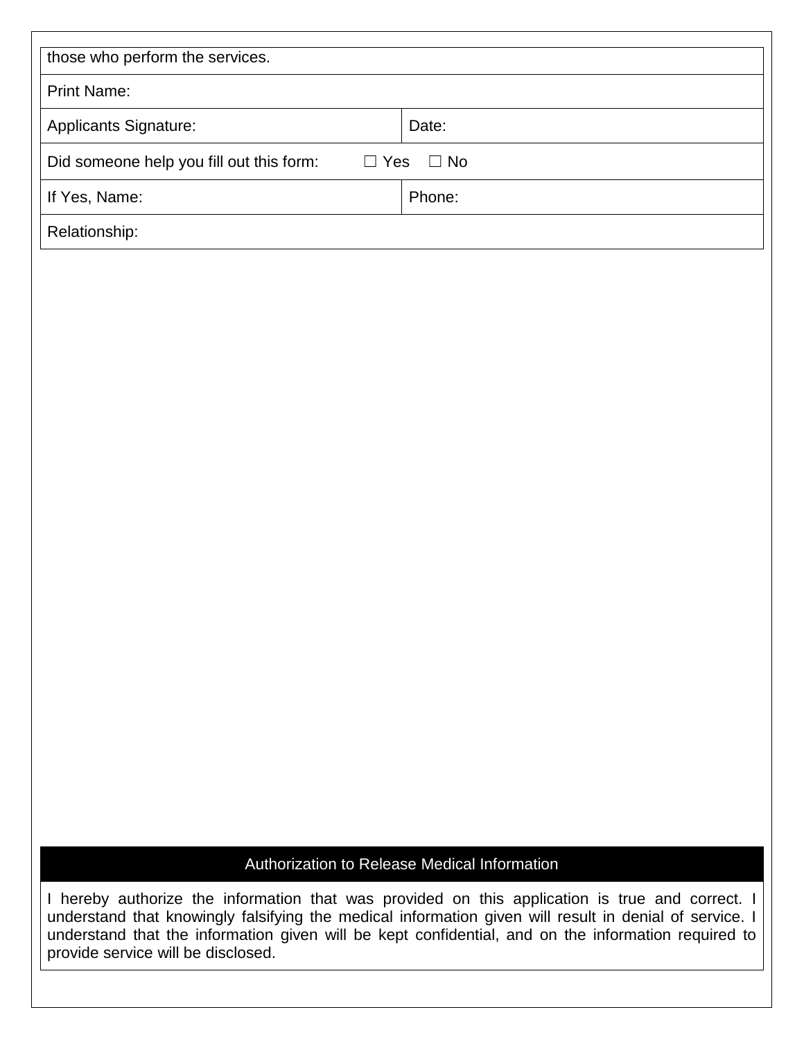| those who perform the services. | |
|---|---|
| Print Name: | |
| Applicants Signature: | Date: |
| Did someone help you fill out this form: ☐ Yes ☐ No | |
| If Yes, Name: | Phone: |
| Relationship: | |

## Authorization to Release Medical Information

I hereby authorize the information that was provided on this application is true and correct. I understand that knowingly falsifying the medical information given will result in denial of service. I understand that the information given will be kept confidential, and on the information required to provide service will be disclosed.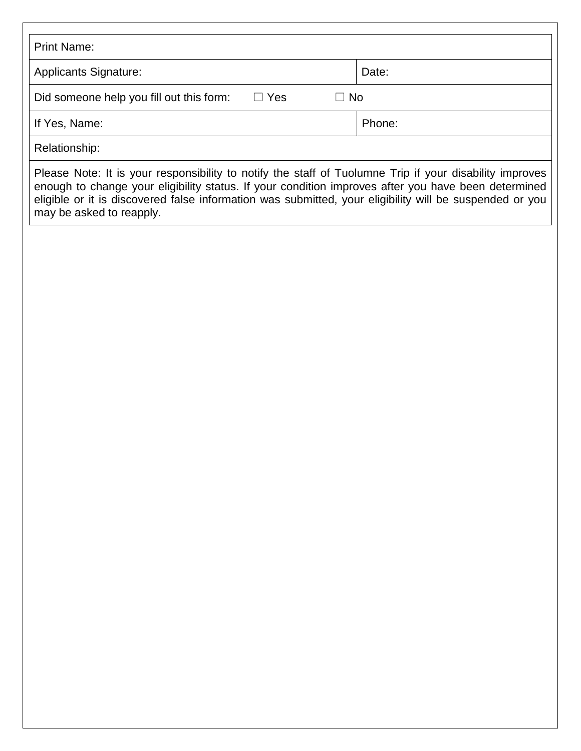| | |
|---|---|
| Print Name: | |
| Applicants Signature: | Date: |
| Did someone help you fill out this form: ☐ Yes ☐ No | |
| If Yes, Name: | Phone: |
| Relationship: | |
| Please Note: It is your responsibility to notify the staff of Tuolumne Trip if your disability improves enough to change your eligibility status. If your condition improves after you have been determined eligible or it is discovered false information was submitted, your eligibility will be suspended or you may be asked to reapply. | |